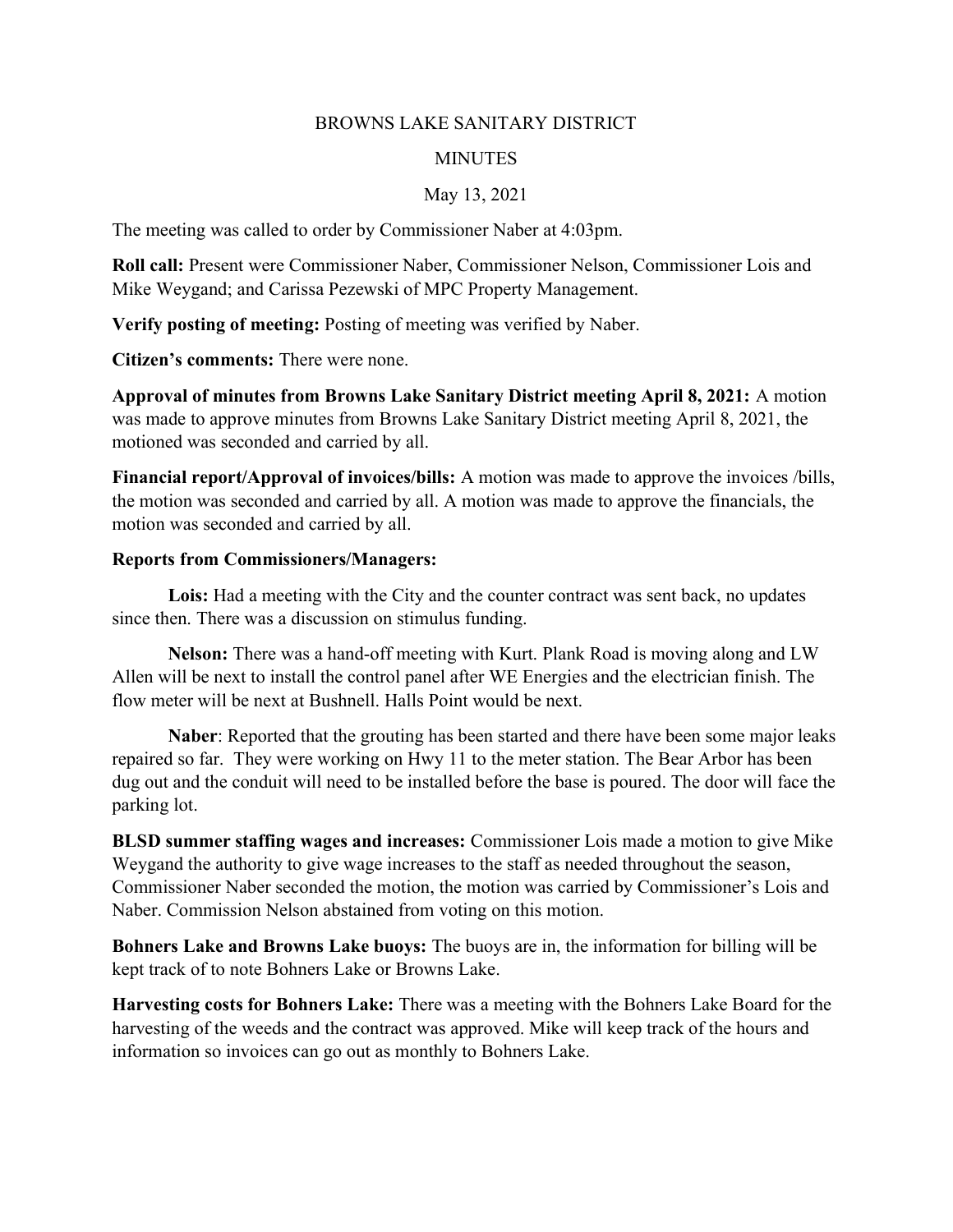BROWNS LAKE SANITARY DISTRICT

MINUTES

May 13, 2021

The meeting was called to order by Commissioner Naber at 4:03pm.

**Roll call:** Present were Commissioner Naber, Commissioner Nelson, Commissioner Lois and Mike Weygand; and Carissa Pezewski of MPC Property Management.

**Verify posting of meeting:** Posting of meeting was verified by Naber.

**Citizen's comments:** There were none.

**Approval of minutes from Browns Lake Sanitary District meeting April 8, 2021:** A motion was made to approve minutes from Browns Lake Sanitary District meeting April 8, 2021, the motioned was seconded and carried by all.

**Financial report/Approval of invoices/bills:** A motion was made to approve the invoices /bills, the motion was seconded and carried by all. A motion was made to approve the financials, the motion was seconded and carried by all.

**Reports from Commissioners/Managers:**

**Lois:** Had a meeting with the City and the counter contract was sent back, no updates since then. There was a discussion on stimulus funding.

**Nelson:** There was a hand-off meeting with Kurt. Plank Road is moving along and LW Allen will be next to install the control panel after WE Energies and the electrician finish. The flow meter will be next at Bushnell. Halls Point would be next.

**Naber**: Reported that the grouting has been started and there have been some major leaks repaired so far. They were working on Hwy 11 to the meter station. The Bear Arbor has been dug out and the conduit will need to be installed before the base is poured. The door will face the parking lot.

**BLSD summer staffing wages and increases:** Commissioner Lois made a motion to give Mike Weygand the authority to give wage increases to the staff as needed throughout the season, Commissioner Naber seconded the motion, the motion was carried by Commissioner's Lois and Naber. Commission Nelson abstained from voting on this motion.

**Bohners Lake and Browns Lake buoys:** The buoys are in, the information for billing will be kept track of to note Bohners Lake or Browns Lake.

**Harvesting costs for Bohners Lake:** There was a meeting with the Bohners Lake Board for the harvesting of the weeds and the contract was approved. Mike will keep track of the hours and information so invoices can go out as monthly to Bohners Lake.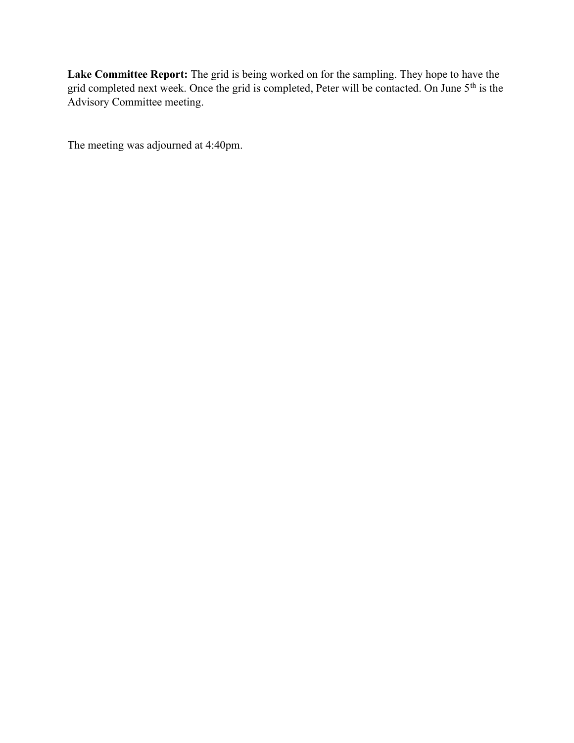**Lake Committee Report:** The grid is being worked on for the sampling. They hope to have the grid completed next week. Once the grid is completed, Peter will be contacted. On June 5th is the Advisory Committee meeting.

The meeting was adjourned at 4:40pm.